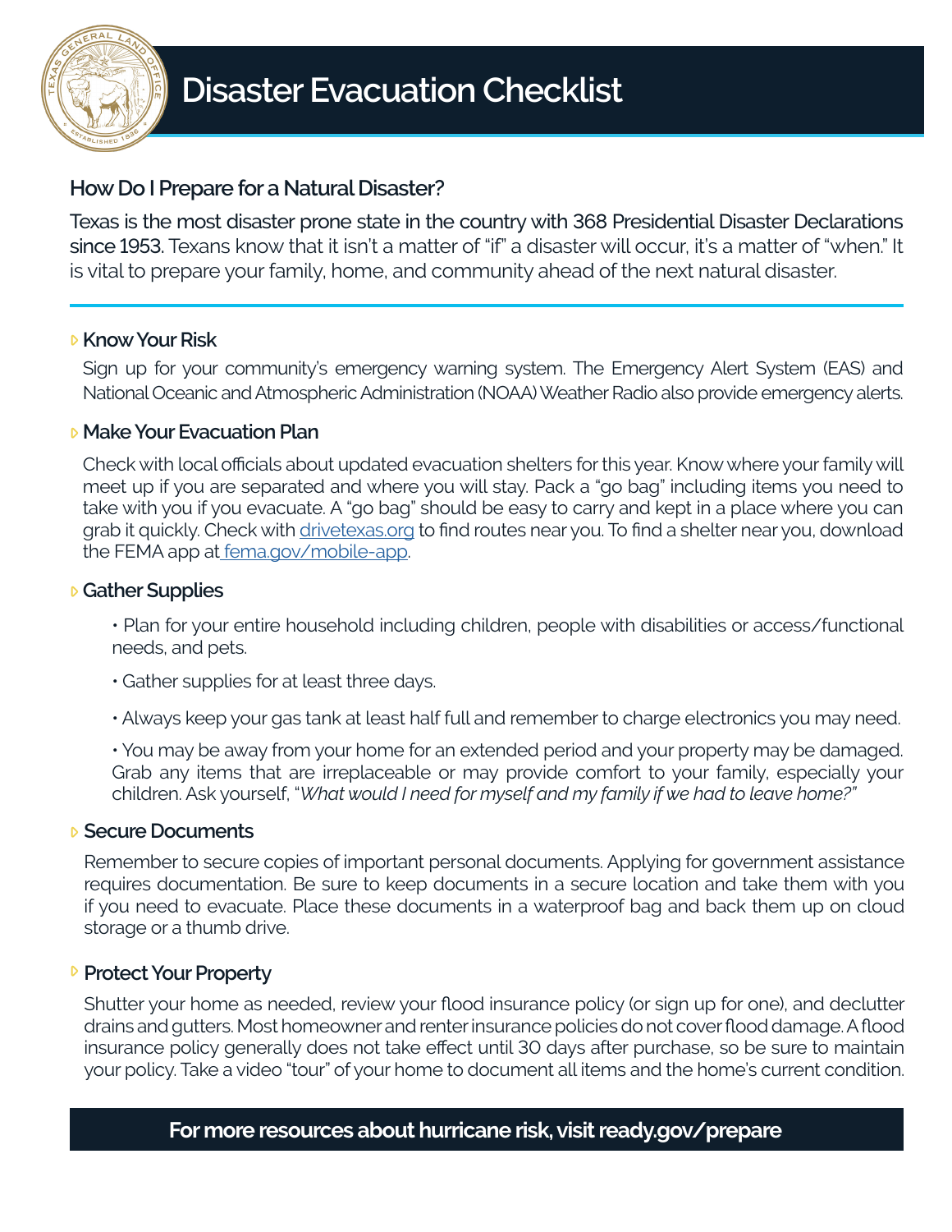# Disaster Evacuation Checklist

## How Do I Prepare for a Natural Disaster?

Texas is the most disaster prone state in the country with 368 Presidential Disaster Declarations since 1953. Texans know that it isn't a matter of "if" a disaster will occur, it's a matter of "when." It is vital to prepare your family, home, and community ahead of the next natural disaster.

---

### Know Your Risk

Sign up for your community's emergency warning system. The Emergency Alert System (EAS) and National Oceanic and Atmospheric Administration (NOAA) Weather Radio also provide emergency alerts.

### Make Your Evacuation Plan

Check with local officials about updated evacuation shelters for this year. Know where your family will meet up if you are separated and where you will stay. Pack a "go bag" including items you need to take with you if you evacuate. A "go bag" should be easy to carry and kept in a place where you can grab it quickly. Check with [drivetexas.org](drivetexas.org) to find routes near you. To find a shelter near you, download the FEMA app at [fema.gov/mobile-app](fema.gov/mobile-app).

### Gather Supplies

- Plan for your entire household including children, people with disabilities or access/functional needs, and pets.
- Gather supplies for at least three days.
- Always keep your gas tank at least half full and remember to charge electronics you may need.
- You may be away from your home for an extended period and your property may be damaged. Grab any items that are irreplaceable or may provide comfort to your family, especially your children. Ask yourself, "*What would I need for myself and my family if we had to leave home?"*

### Secure Documents

Remember to secure copies of important personal documents. Applying for government assistance requires documentation. Be sure to keep documents in a secure location and take them with you if you need to evacuate. Place these documents in a waterproof bag and back them up on cloud storage or a thumb drive.

### Protect Your Property

Shutter your home as needed, review your flood insurance policy (or sign up for one), and declutter drains and gutters. Most homeowner and renter insurance policies do not cover flood damage. A flood insurance policy generally does not take effect until 30 days after purchase, so be sure to maintain your policy. Take a video "tour" of your home to document all items and the home's current condition.

**For more resources about hurricane risk, visit ready.gov/prepare**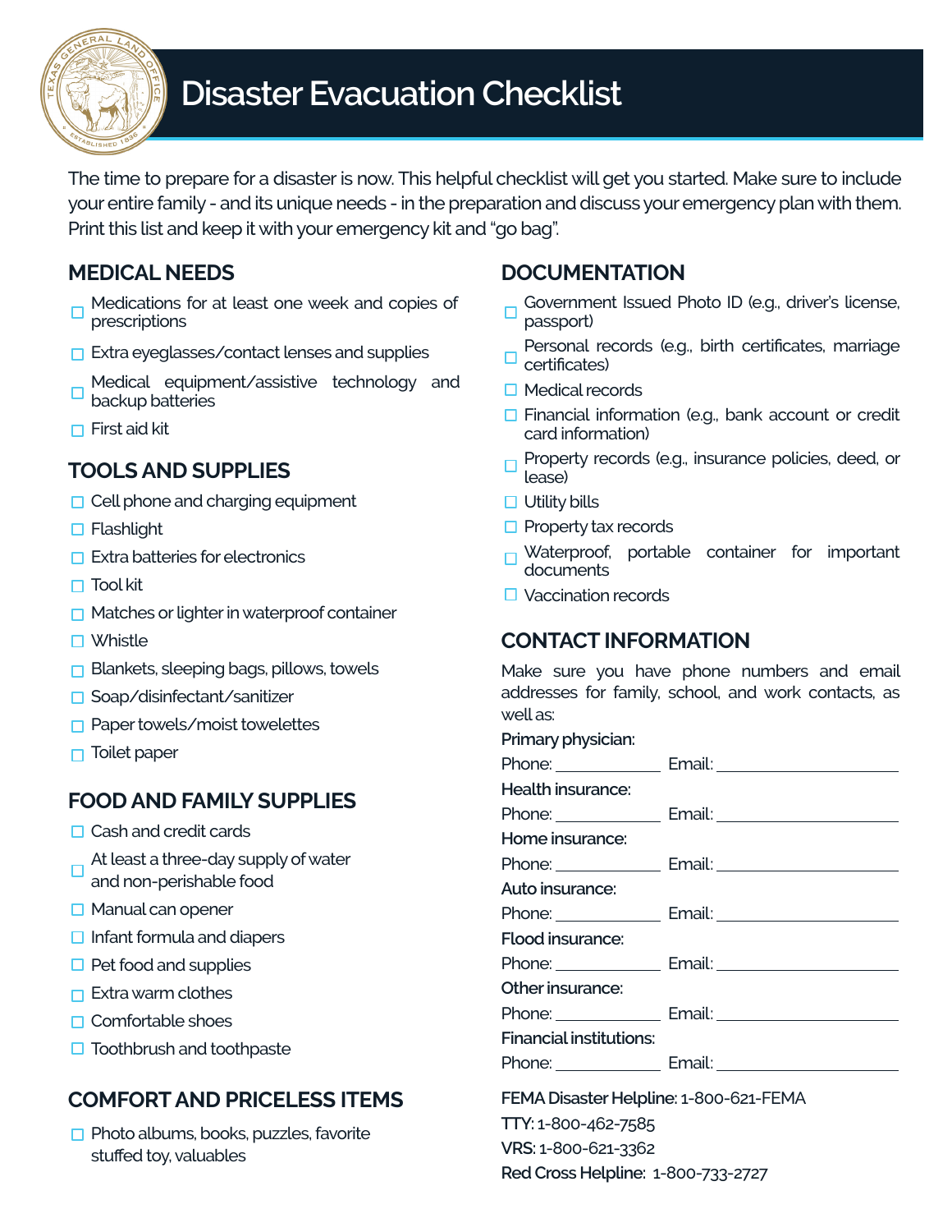# Disaster Evacuation Checklist

The time to prepare for a disaster is now. This helpful checklist will get you started. Make sure to include your entire family - and its unique needs - in the preparation and discuss your emergency plan with them. Print this list and keep it with your emergency kit and "go bag".

## MEDICAL NEEDS

- ☐ Medications for at least one week and copies of prescriptions
- ☐ Extra eyeglasses/contact lenses and supplies
- ☐ Medical equipment/assistive technology and backup batteries
- ☐ First aid kit

## TOOLS AND SUPPLIES

- ☐ Cell phone and charging equipment
- ☐ Flashlight
- ☐ Extra batteries for electronics
- ☐ Tool kit
- ☐ Matches or lighter in waterproof container
- ☐ Whistle
- ☐ Blankets, sleeping bags, pillows, towels
- ☐ Soap/disinfectant/sanitizer
- ☐ Paper towels/moist towelettes
- ☐ Toilet paper

## FOOD AND FAMILY SUPPLIES

- ☐ Cash and credit cards
- ☐ At least a three-day supply of water and non-perishable food
- ☐ Manual can opener
- ☐ Infant formula and diapers
- ☐ Pet food and supplies
- ☐ Extra warm clothes
- ☐ Comfortable shoes
- ☐ Toothbrush and toothpaste

## COMFORT AND PRICELESS ITEMS

- ☐ Photo albums, books, puzzles, favorite stuffed toy, valuables

## DOCUMENTATION

- ☐ Government Issued Photo ID (e.g., driver's license, passport)
- ☐ Personal records (e.g., birth certificates, marriage certificates)
- ☐ Medical records
- ☐ Financial information (e.g., bank account or credit card information)
- ☐ Property records (e.g., insurance policies, deed, or lease)
- ☐ Utility bills
- ☐ Property tax records
- ☐ Waterproof, portable container for important documents
- ☐ Vaccination records

## CONTACT INFORMATION

Make sure you have phone numbers and email addresses for family, school, and work contacts, as well as:

**Primary physician:**
Phone: ____________ Email: ____________________

**Health insurance:**
Phone: ____________ Email: ____________________

**Home insurance:**
Phone: ____________ Email: ____________________

**Auto insurance:**
Phone: ____________ Email: ____________________

**Flood insurance:**
Phone: ____________ Email: ____________________

**Other insurance:**
Phone: ____________ Email: ____________________

**Financial institutions:**
Phone: ____________ Email: ____________________

**FEMA Disaster Helpline:** 1-800-621-FEMA

**TTY:** 1-800-462-7585

**VRS:** 1-800-621-3362

**Red Cross Helpline:** 1-800-733-2727